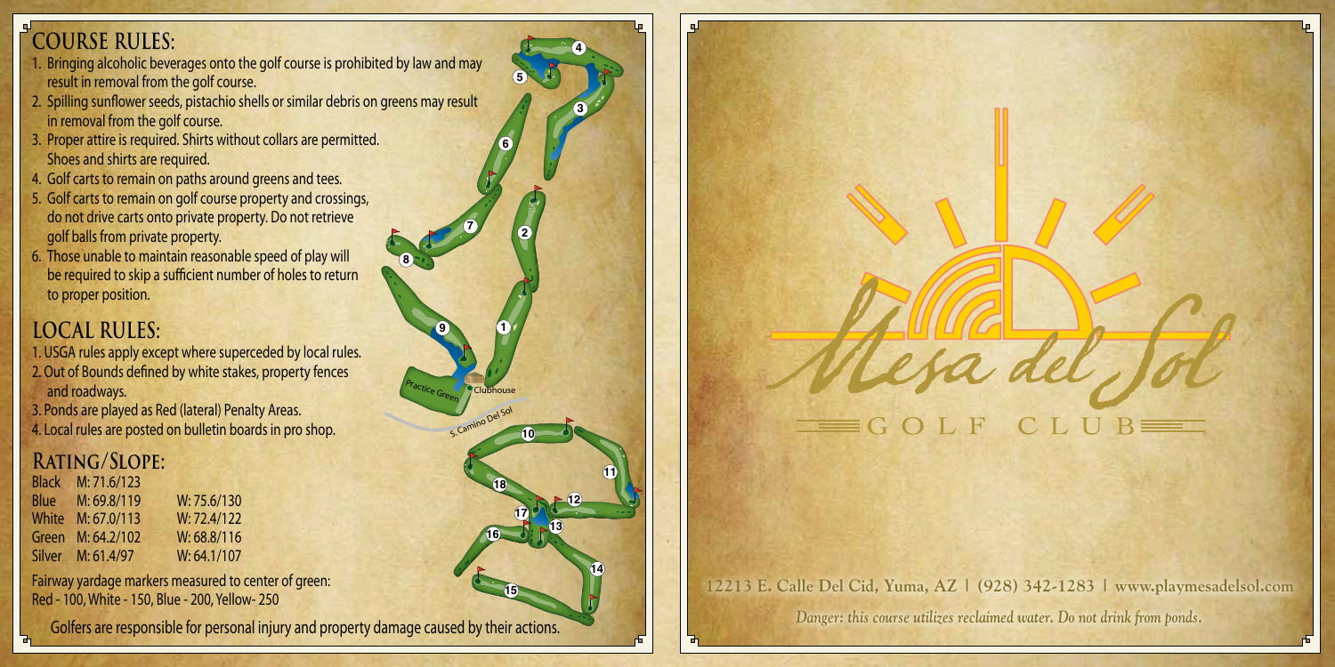## COURSE RULES:

1. Bringing alcoholic beverages onto the golf course is prohibited by law and may result in removal from the golf course.
2. Spilling sunflower seeds, pistachio shells or similar debris on greens may result in removal from the golf course.
3. Proper attire is required. Shirts without collars are permitted. Shoes and shirts are required.
4. Golf carts to remain on paths around greens and tees.
5. Golf carts to remain on golf course property and crossings, do not drive carts onto private property. Do not retrieve golf balls from private property.
6. Those unable to maintain reasonable speed of play will be required to skip a sufficient number of holes to return to proper position.

## LOCAL RULES:

1. USGA rules apply except where superceded by local rules.
2. Out of Bounds defined by white stakes, property fences and roadways.
3. Ponds are played as Red (lateral) Penalty Areas.
4. Local rules are posted on bulletin boards in pro shop.

## RATING/SLOPE:

| Tee | Men | Women |
|---|---|---|
| Black | M: 71.6/123 | |
| Blue | M: 69.8/119 | W: 75.6/130 |
| White | M: 67.0/113 | W: 72.4/122 |
| Green | M: 64.2/102 | W: 68.8/116 |
| Silver | M: 61.4/97 | W: 64.1/107 |

Fairway yardage markers measured to center of green:
Red - 100, White - 150, Blue - 200, Yellow- 250

Practice Green · Clubhouse · S. Camino Del Sol

Golfers are responsible for personal injury and property damage caused by their actions.

# Mesa del Sol

## GOLF CLUB

12213 E. Calle Del Cid, Yuma, AZ | (928) 342-1283 | www.playmesadelsol.com

*Danger: this course utilizes reclaimed water. Do not drink from ponds.*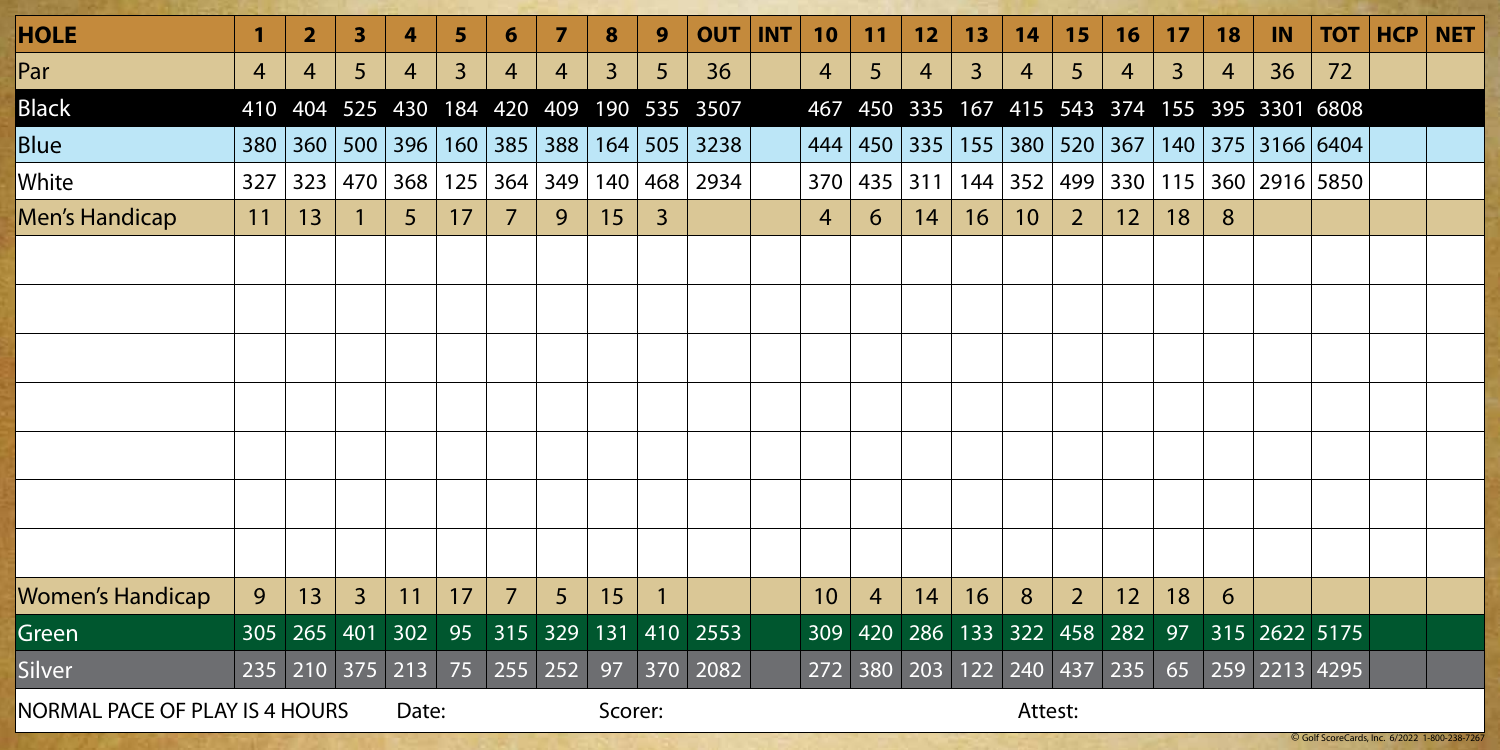| HOLE | 1 | 2 | 3 | 4 | 5 | 6 | 7 | 8 | 9 | OUT | INT | 10 | 11 | 12 | 13 | 14 | 15 | 16 | 17 | 18 | IN | TOT | HCP | NET |
|---|---|---|---|---|---|---|---|---|---|---|---|---|---|---|---|---|---|---|---|---|---|---|---|---|
| Par | 4 | 4 | 5 | 4 | 3 | 4 | 4 | 3 | 5 | 36 | | 4 | 5 | 4 | 3 | 4 | 5 | 4 | 3 | 4 | 36 | 72 | | |
| Black | 410 | 404 | 525 | 430 | 184 | 420 | 409 | 190 | 535 | 3507 | | 467 | 450 | 335 | 167 | 415 | 543 | 374 | 155 | 395 | 3301 | 6808 | | |
| Blue | 380 | 360 | 500 | 396 | 160 | 385 | 388 | 164 | 505 | 3238 | | 444 | 450 | 335 | 155 | 380 | 520 | 367 | 140 | 375 | 3166 | 6404 | | |
| White | 327 | 323 | 470 | 368 | 125 | 364 | 349 | 140 | 468 | 2934 | | 370 | 435 | 311 | 144 | 352 | 499 | 330 | 115 | 360 | 2916 | 5850 | | |
| Men's Handicap | 11 | 13 | 1 | 5 | 17 | 7 | 9 | 15 | 3 | | | 4 | 6 | 14 | 16 | 10 | 2 | 12 | 18 | 8 | | | | |
| | | | | | | | | | | | | | | | | | | | | | | | | |
| | | | | | | | | | | | | | | | | | | | | | | | | |
| | | | | | | | | | | | | | | | | | | | | | | | | |
| | | | | | | | | | | | | | | | | | | | | | | | | |
| | | | | | | | | | | | | | | | | | | | | | | | | |
| | | | | | | | | | | | | | | | | | | | | | | | | |
| | | | | | | | | | | | | | | | | | | | | | | | | |
| Women's Handicap | 9 | 13 | 3 | 11 | 17 | 7 | 5 | 15 | 1 | | | 10 | 4 | 14 | 16 | 8 | 2 | 12 | 18 | 6 | | | | |
| Green | 305 | 265 | 401 | 302 | 95 | 315 | 329 | 131 | 410 | 2553 | | 309 | 420 | 286 | 133 | 322 | 458 | 282 | 97 | 315 | 2622 | 5175 | | |
| Silver | 235 | 210 | 375 | 213 | 75 | 255 | 252 | 97 | 370 | 2082 | | 272 | 380 | 203 | 122 | 240 | 437 | 235 | 65 | 259 | 2213 | 4295 | | |

NORMAL PACE OF PLAY IS 4 HOURS Date: Scorer: Attest:

© Golf ScoreCards, Inc. 6/2022 1-800-238-7267